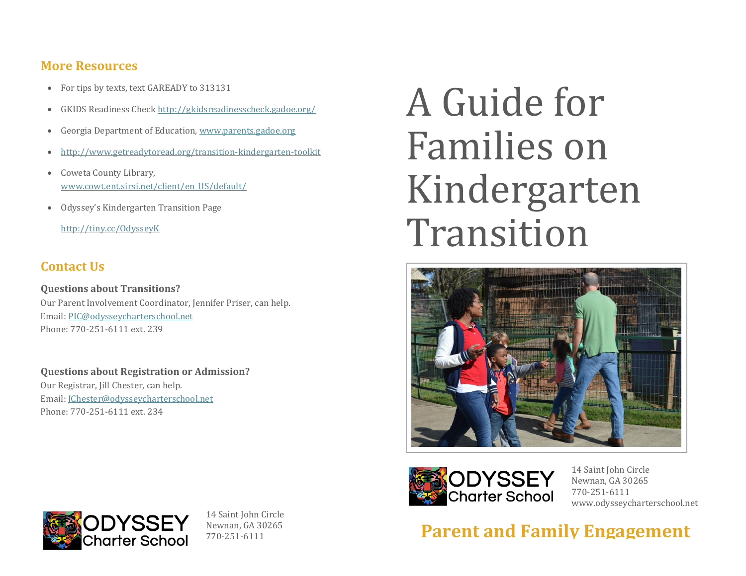## More Resources

- For tips by texts, text GAREADY to 313131
- GKIDS Readiness Check http://gkidsreadinesscheck.gadoe.org/
- Georgia Department of Education, www.parents.gadoe.org
- http://www.getreadytoread.org/transition-kindergarten-toolkit
- Coweta County Library, www.cowt.ent.sirsi.net/client/en_US/default/
- Odyssey's Kindergarten Transition Page

  http://tiny.cc/OdysseyK

## Contact Us

**Questions about Transitions?**
Our Parent Involvement Coordinator, Jennifer Priser, can help.
Email: PIC@odysseycharterschool.net
Phone: 770-251-6111 ext. 239

**Questions about Registration or Admission?**
Our Registrar, Jill Chester, can help.
Email: JChester@odysseycharterschool.net
Phone: 770-251-6111 ext. 234

ODYSSEY Charter School

14 Saint John Circle
Newnan, GA 30265
770-251-6111

# A Guide for Families on Kindergarten Transition

ODYSSEY Charter School

14 Saint John Circle
Newnan, GA 30265
770-251-6111
www.odysseycharterschool.net

## Parent and Family Engagement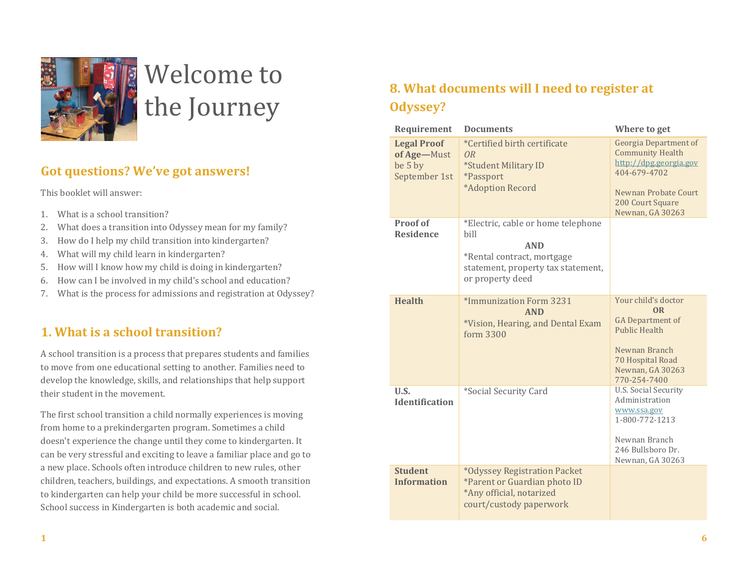# Welcome to the Journey

## Got questions? We've got answers!

This booklet will answer:

1. What is a school transition?
2. What does a transition into Odyssey mean for my family?
3. How do I help my child transition into kindergarten?
4. What will my child learn in kindergarten?
5. How will I know how my child is doing in kindergarten?
6. How can I be involved in my child's school and education?
7. What is the process for admissions and registration at Odyssey?

## 1. What is a school transition?

A school transition is a process that prepares students and families to move from one educational setting to another. Families need to develop the knowledge, skills, and relationships that help support their student in the movement.

The first school transition a child normally experiences is moving from home to a prekindergarten program. Sometimes a child doesn't experience the change until they come to kindergarten. It can be very stressful and exciting to leave a familiar place and go to a new place. Schools often introduce children to new rules, other children, teachers, buildings, and expectations. A smooth transition to kindergarten can help your child be more successful in school. School success in Kindergarten is both academic and social.

## 8. What documents will I need to register at Odyssey?

| Requirement | Documents | Where to get |
|---|---|---|
| **Legal Proof of Age—**Must be 5 by September 1st | *Certified birth certificate<br>*OR*<br>*Student Military ID<br>*Passport<br>*Adoption Record | Georgia Department of Community Health<br>http://dpg.georgia.gov<br>404-679-4702<br><br>Newnan Probate Court<br>200 Court Square<br>Newnan, GA 30263 |
| **Proof of Residence** | *Electric, cable or home telephone bill<br>**AND**<br>*Rental contract, mortgage statement, property tax statement, or property deed | |
| **Health** | *Immunization Form 3231<br>**AND**<br>*Vision, Hearing, and Dental Exam form 3300 | Your child's doctor<br>**OR**<br>GA Department of Public Health<br><br>Newnan Branch<br>70 Hospital Road<br>Newnan, GA 30263<br>770-254-7400 |
| **U.S. Identification** | *Social Security Card | U.S. Social Security Administration<br>www.ssa.gov<br>1-800-772-1213<br><br>Newnan Branch<br>246 Bullsboro Dr.<br>Newnan, GA 30263 |
| **Student Information** | *Odyssey Registration Packet<br>*Parent or Guardian photo ID<br>*Any official, notarized court/custody paperwork | |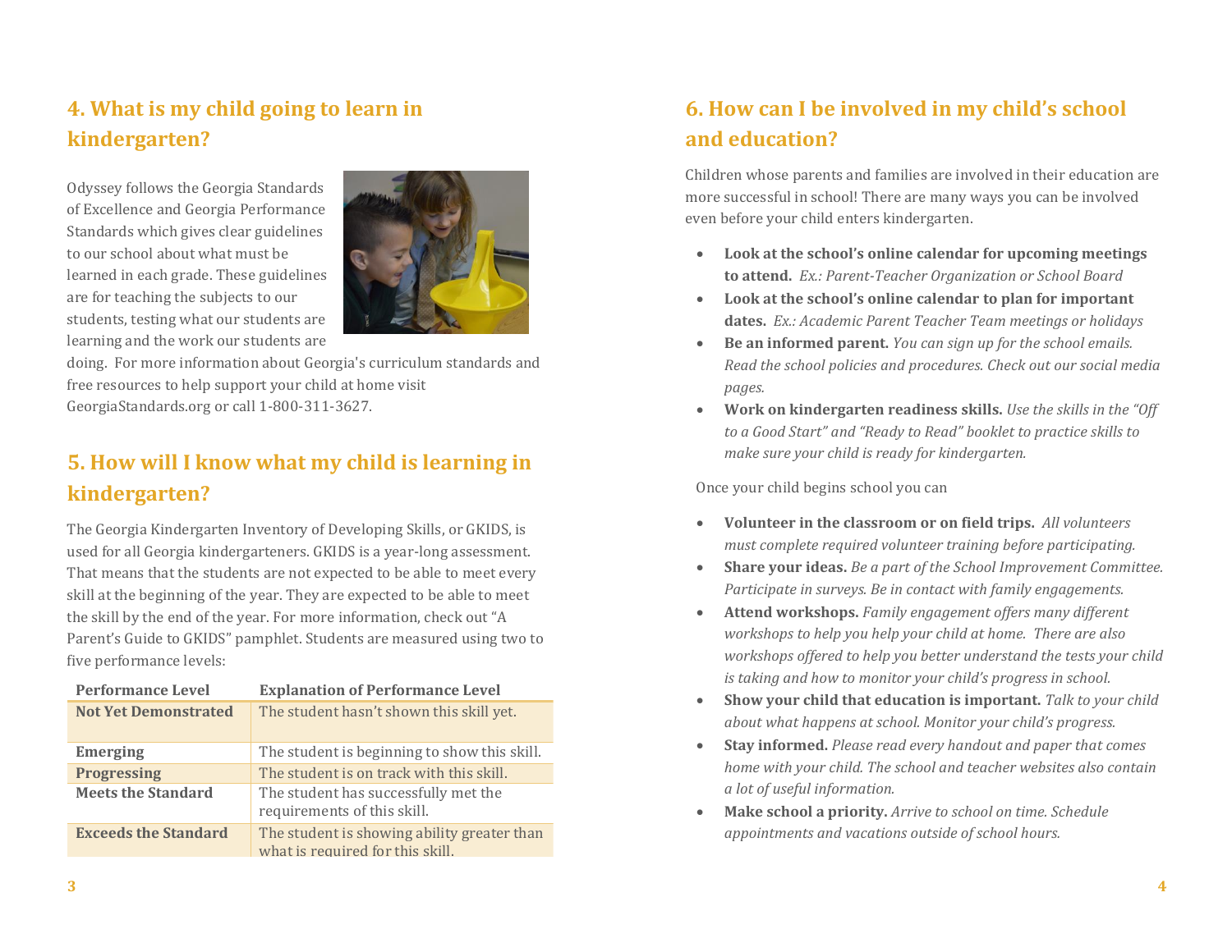## 4. What is my child going to learn in kindergarten?

Odyssey follows the Georgia Standards of Excellence and Georgia Performance Standards which gives clear guidelines to our school about what must be learned in each grade. These guidelines are for teaching the subjects to our students, testing what our students are learning and the work our students are doing. For more information about Georgia's curriculum standards and free resources to help support your child at home visit GeorgiaStandards.org or call 1-800-311-3627.

## 5. How will I know what my child is learning in kindergarten?

The Georgia Kindergarten Inventory of Developing Skills, or GKIDS, is used for all Georgia kindergarteners. GKIDS is a year-long assessment. That means that the students are not expected to be able to meet every skill at the beginning of the year. They are expected to be able to meet the skill by the end of the year. For more information, check out "A Parent's Guide to GKIDS" pamphlet. Students are measured using two to five performance levels:

| Performance Level | Explanation of Performance Level |
|---|---|
| **Not Yet Demonstrated** | The student hasn't shown this skill yet. |
| **Emerging** | The student is beginning to show this skill. |
| **Progressing** | The student is on track with this skill. |
| **Meets the Standard** | The student has successfully met the requirements of this skill. |
| **Exceeds the Standard** | The student is showing ability greater than what is required for this skill. |

## 6. How can I be involved in my child's school and education?

Children whose parents and families are involved in their education are more successful in school! There are many ways you can be involved even before your child enters kindergarten.

- **Look at the school's online calendar for upcoming meetings to attend.** *Ex.: Parent-Teacher Organization or School Board*
- **Look at the school's online calendar to plan for important dates.** *Ex.: Academic Parent Teacher Team meetings or holidays*
- **Be an informed parent.** *You can sign up for the school emails. Read the school policies and procedures. Check out our social media pages.*
- **Work on kindergarten readiness skills.** *Use the skills in the "Off to a Good Start" and "Ready to Read" booklet to practice skills to make sure your child is ready for kindergarten.*

Once your child begins school you can

- **Volunteer in the classroom or on field trips.** *All volunteers must complete required volunteer training before participating.*
- **Share your ideas.** *Be a part of the School Improvement Committee. Participate in surveys. Be in contact with family engagements.*
- **Attend workshops.** *Family engagement offers many different workshops to help you help your child at home. There are also workshops offered to help you better understand the tests your child is taking and how to monitor your child's progress in school.*
- **Show your child that education is important.** *Talk to your child about what happens at school. Monitor your child's progress.*
- **Stay informed.** *Please read every handout and paper that comes home with your child. The school and teacher websites also contain a lot of useful information.*
- **Make school a priority.** *Arrive to school on time. Schedule appointments and vacations outside of school hours.*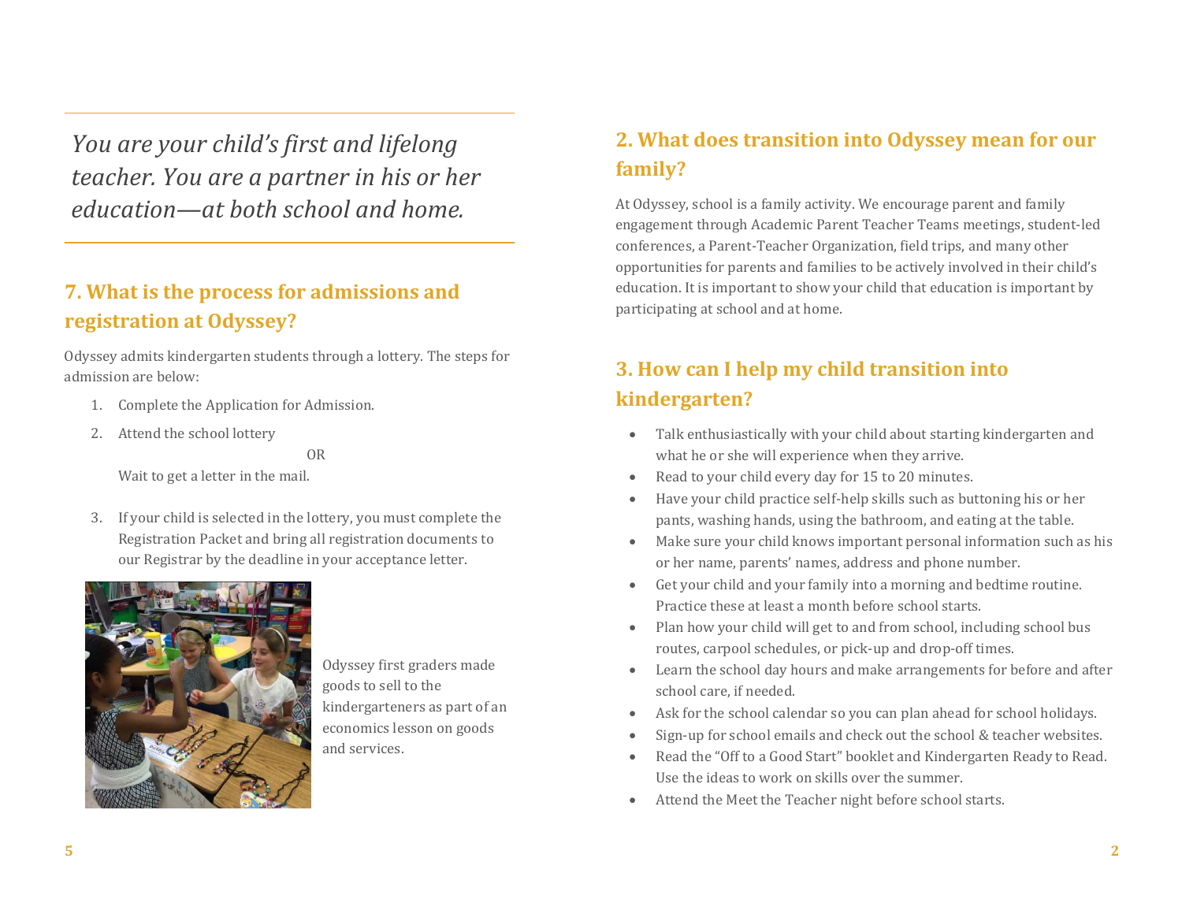*You are your child's first and lifelong teacher. You are a partner in his or her education—at both school and home.*

## 7. What is the process for admissions and registration at Odyssey?

Odyssey admits kindergarten students through a lottery. The steps for admission are below:

1. Complete the Application for Admission.
2. Attend the school lottery

   OR

   Wait to get a letter in the mail.

3. If your child is selected in the lottery, you must complete the Registration Packet and bring all registration documents to our Registrar by the deadline in your acceptance letter.

Odyssey first graders made goods to sell to the kindergarteners as part of an economics lesson on goods and services.

## 2. What does transition into Odyssey mean for our family?

At Odyssey, school is a family activity. We encourage parent and family engagement through Academic Parent Teacher Teams meetings, student-led conferences, a Parent-Teacher Organization, field trips, and many other opportunities for parents and families to be actively involved in their child's education. It is important to show your child that education is important by participating at school and at home.

## 3. How can I help my child transition into kindergarten?

- Talk enthusiastically with your child about starting kindergarten and what he or she will experience when they arrive.
- Read to your child every day for 15 to 20 minutes.
- Have your child practice self-help skills such as buttoning his or her pants, washing hands, using the bathroom, and eating at the table.
- Make sure your child knows important personal information such as his or her name, parents' names, address and phone number.
- Get your child and your family into a morning and bedtime routine. Practice these at least a month before school starts.
- Plan how your child will get to and from school, including school bus routes, carpool schedules, or pick-up and drop-off times.
- Learn the school day hours and make arrangements for before and after school care, if needed.
- Ask for the school calendar so you can plan ahead for school holidays.
- Sign-up for school emails and check out the school & teacher websites.
- Read the "Off to a Good Start" booklet and Kindergarten Ready to Read. Use the ideas to work on skills over the summer.
- Attend the Meet the Teacher night before school starts.